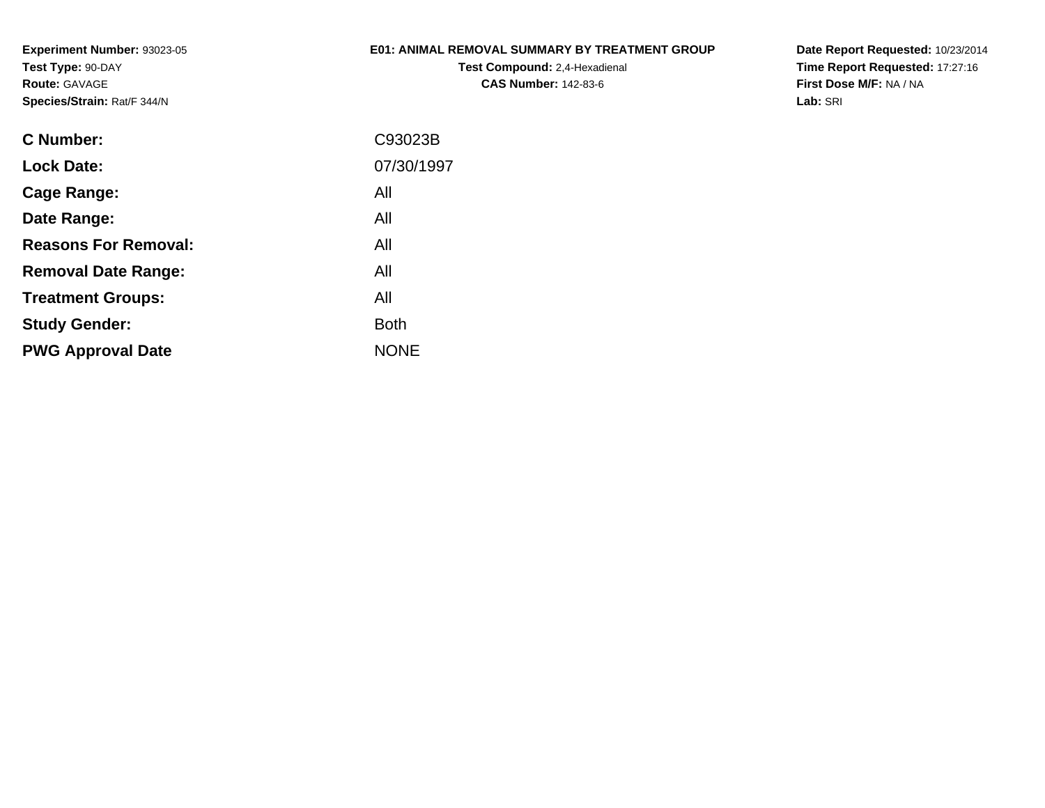**Experiment Number:** 93023-05
**Test Type:** 90-DAY
**Route:** GAVAGE
**Species/Strain:** Rat/F 344/N

**E01: ANIMAL REMOVAL SUMMARY BY TREATMENT GROUP**
**Test Compound:** 2,4-Hexadienal
**CAS Number:** 142-83-6

**Date Report Requested:** 10/23/2014
**Time Report Requested:** 17:27:16
**First Dose M/F:** NA / NA
**Lab:** SRI

| | |
|---|---|
| **C Number:** | C93023B |
| **Lock Date:** | 07/30/1997 |
| **Cage Range:** | All |
| **Date Range:** | All |
| **Reasons For Removal:** | All |
| **Removal Date Range:** | All |
| **Treatment Groups:** | All |
| **Study Gender:** | Both |
| **PWG Approval Date** | NONE |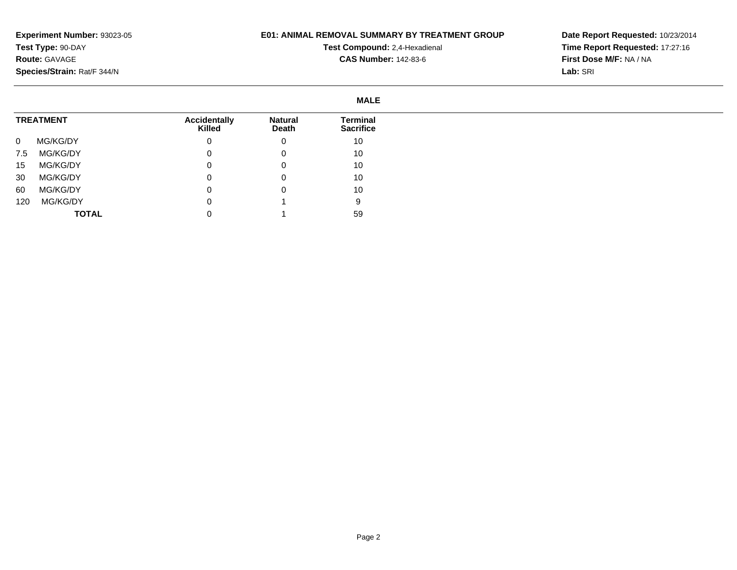**Experiment Number:** 93023-05
**Test Type:** 90-DAY
**Route:** GAVAGE
**Species/Strain:** Rat/F 344/N

**E01: ANIMAL REMOVAL SUMMARY BY TREATMENT GROUP**
**Test Compound:** 2,4-Hexadienal
**CAS Number:** 142-83-6

**Date Report Requested:** 10/23/2014
**Time Report Requested:** 17:27:16
**First Dose M/F:** NA / NA
**Lab:** SRI

**MALE**

| TREATMENT | Accidentally Killed | Natural Death | Terminal Sacrifice |
|---|---|---|---|
| 0 MG/KG/DY | 0 | 0 | 10 |
| 7.5 MG/KG/DY | 0 | 0 | 10 |
| 15 MG/KG/DY | 0 | 0 | 10 |
| 30 MG/KG/DY | 0 | 0 | 10 |
| 60 MG/KG/DY | 0 | 0 | 10 |
| 120 MG/KG/DY | 0 | 1 | 9 |
| **TOTAL** | 0 | 1 | 59 |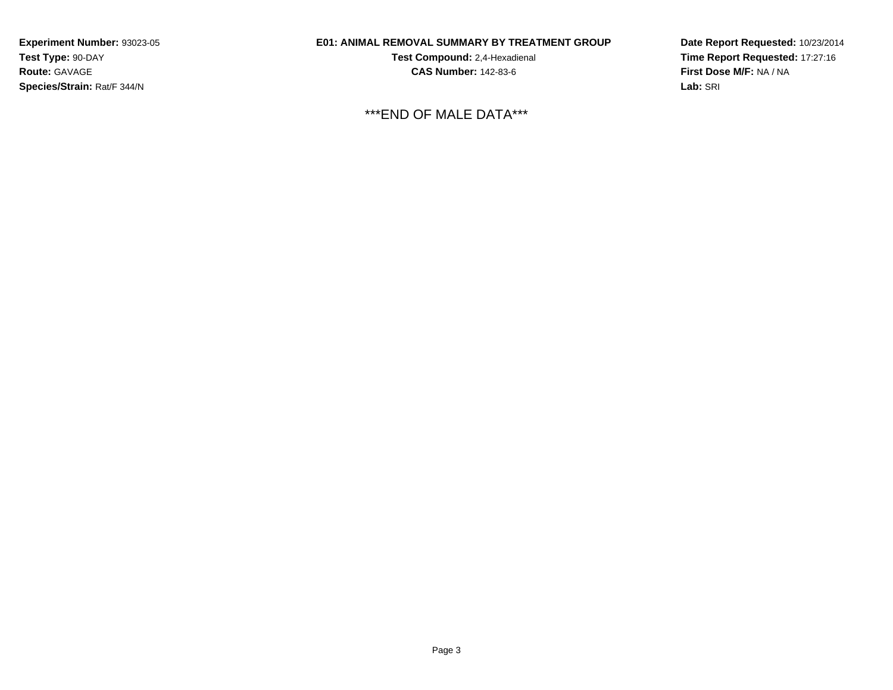**Experiment Number:** 93023-05
**Test Type:** 90-DAY
**Route:** GAVAGE
**Species/Strain:** Rat/F 344/N

**E01: ANIMAL REMOVAL SUMMARY BY TREATMENT GROUP**
**Test Compound:** 2,4-Hexadienal
**CAS Number:** 142-83-6

**Date Report Requested:** 10/23/2014
**Time Report Requested:** 17:27:16
**First Dose M/F:** NA / NA
**Lab:** SRI

***END OF MALE DATA***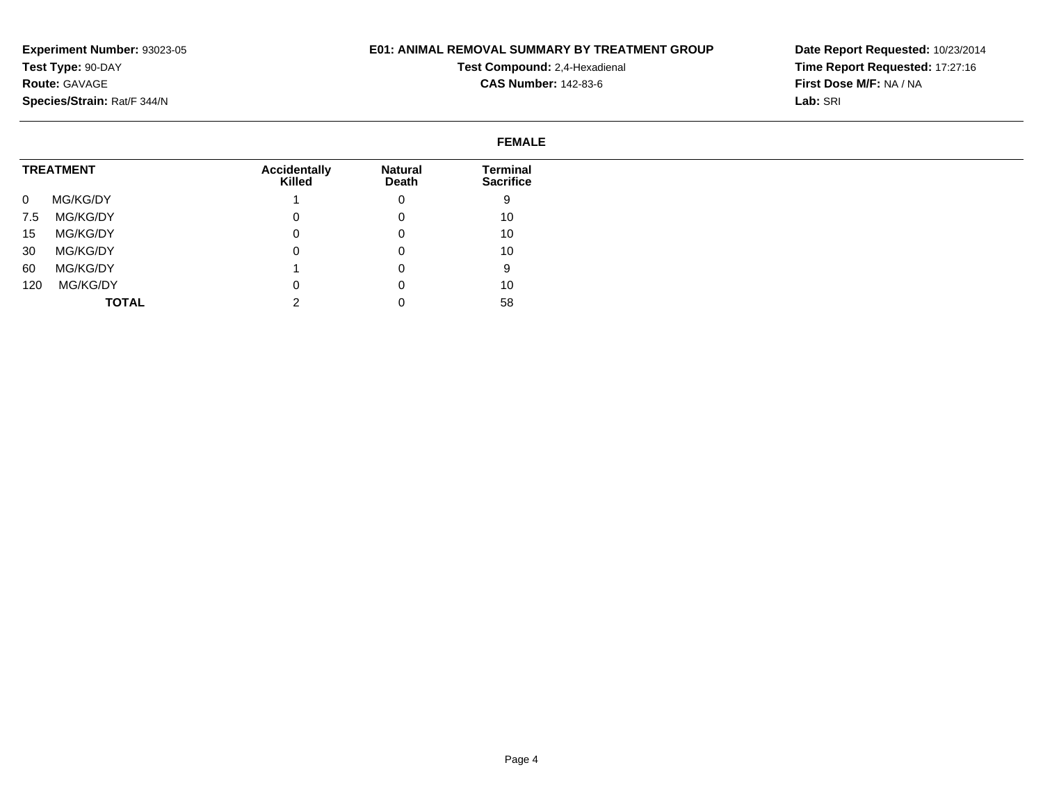**Experiment Number:** 93023-05
**Test Type:** 90-DAY
**Route:** GAVAGE
**Species/Strain:** Rat/F 344/N

**E01: ANIMAL REMOVAL SUMMARY BY TREATMENT GROUP**
**Test Compound:** 2,4-Hexadienal
**CAS Number:** 142-83-6

**Date Report Requested:** 10/23/2014
**Time Report Requested:** 17:27:16
**First Dose M/F:** NA / NA
**Lab:** SRI

## FEMALE

| TREATMENT | Accidentally Killed | Natural Death | Terminal Sacrifice |
|---|---|---|---|
| 0 MG/KG/DY | 1 | 0 | 9 |
| 7.5 MG/KG/DY | 0 | 0 | 10 |
| 15 MG/KG/DY | 0 | 0 | 10 |
| 30 MG/KG/DY | 0 | 0 | 10 |
| 60 MG/KG/DY | 1 | 0 | 9 |
| 120 MG/KG/DY | 0 | 0 | 10 |
| **TOTAL** | 2 | 0 | 58 |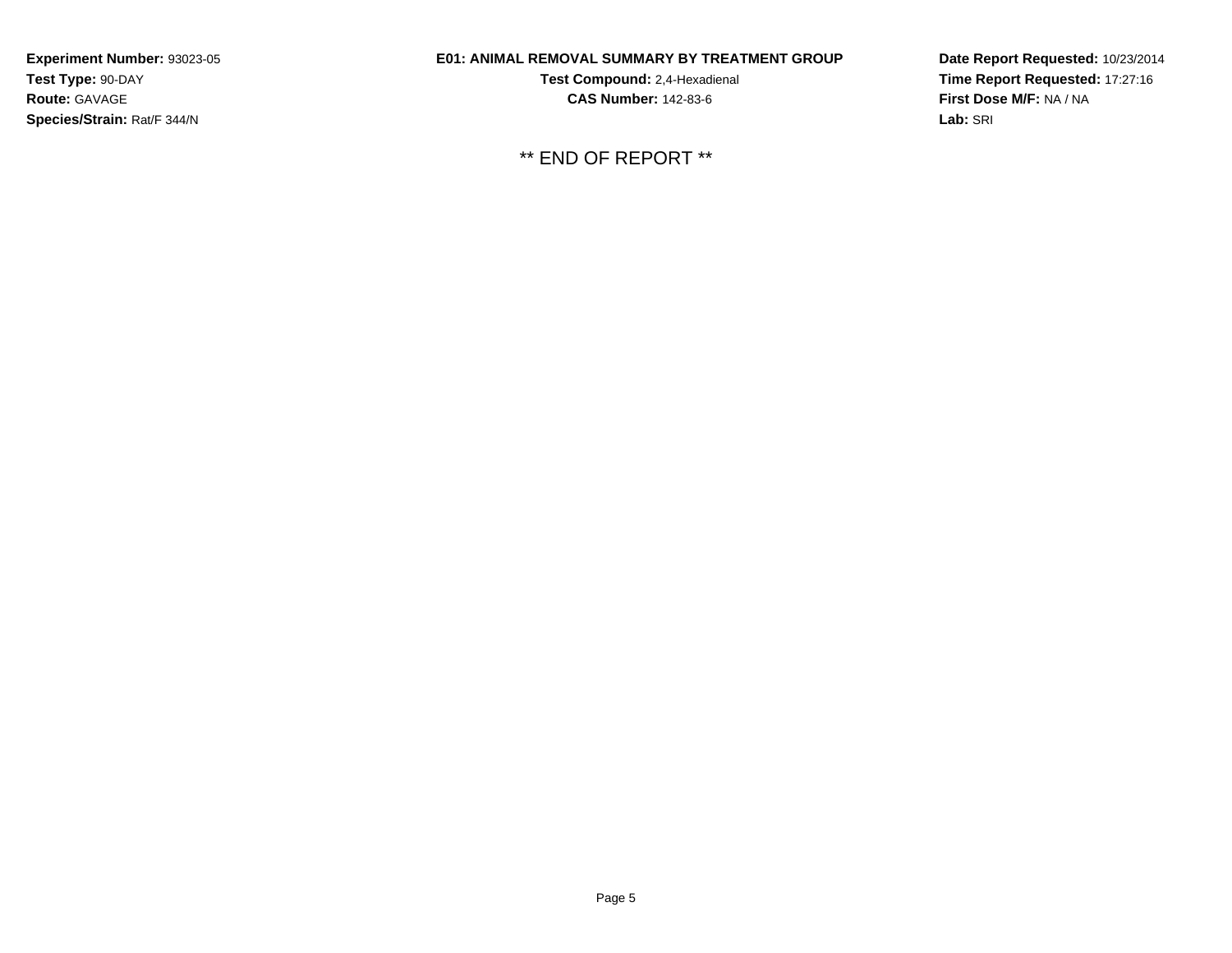**Experiment Number:** 93023-05
**Test Type:** 90-DAY
**Route:** GAVAGE
**Species/Strain:** Rat/F 344/N

**E01: ANIMAL REMOVAL SUMMARY BY TREATMENT GROUP**
**Test Compound:** 2,4-Hexadienal
**CAS Number:** 142-83-6

**Date Report Requested:** 10/23/2014
**Time Report Requested:** 17:27:16
**First Dose M/F:** NA / NA
**Lab:** SRI

** END OF REPORT **